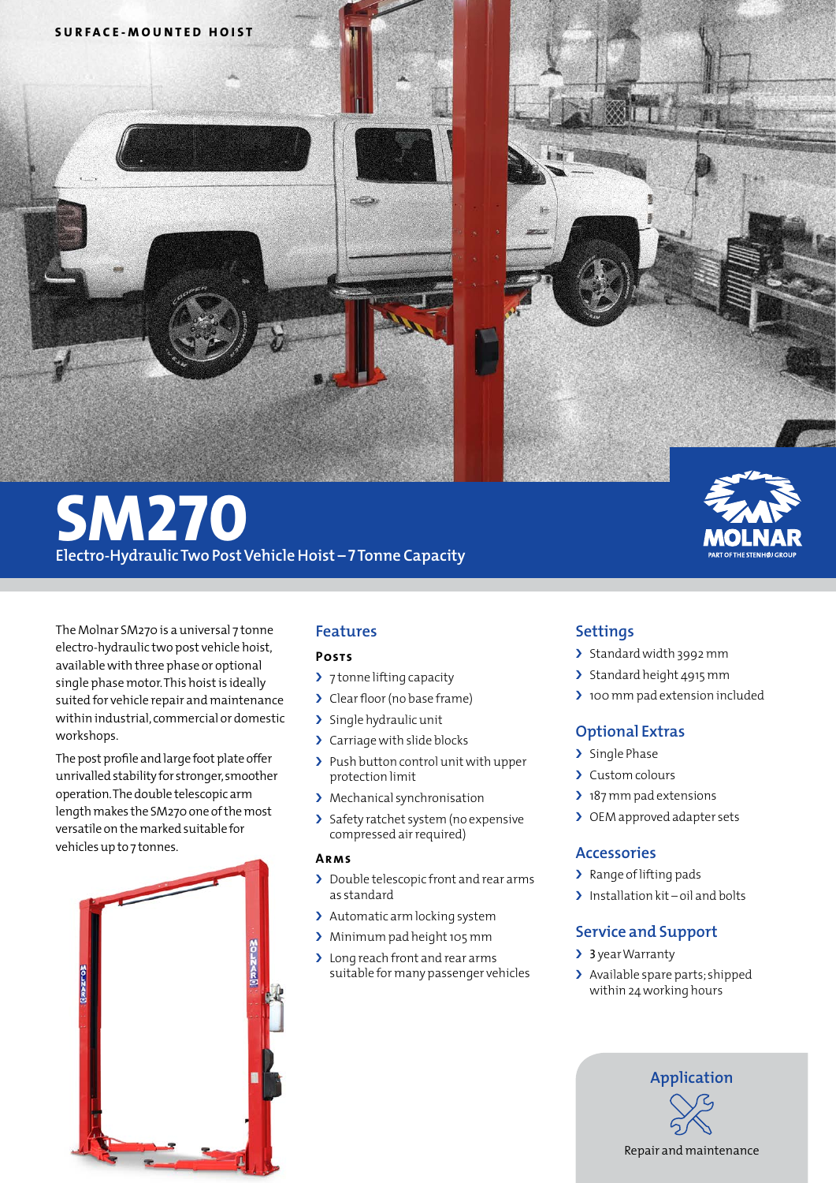SURFACE-MOUNTED HOIST

# SM270

Electro-Hydraulic Two Post Vehicle Hoist – 7 Tonne Capacity

MOLNAR
PART OF THE STENHØJ GROUP

The Molnar SM270 is a universal 7 tonne electro-hydraulic two post vehicle hoist, available with three phase or optional single phase motor. This hoist is ideally suited for vehicle repair and maintenance within industrial, commercial or domestic workshops.

The post profile and large foot plate offer unrivalled stability for stronger, smoother operation. The double telescopic arm length makes the SM270 one of the most versatile on the marked suitable for vehicles up to 7 tonnes.

## Features

### Posts

- 7 tonne lifting capacity
- Clear floor (no base frame)
- Single hydraulic unit
- Carriage with slide blocks
- Push button control unit with upper protection limit
- Mechanical synchronisation
- Safety ratchet system (no expensive compressed air required)

### Arms

- Double telescopic front and rear arms as standard
- Automatic arm locking system
- Minimum pad height 105 mm
- Long reach front and rear arms suitable for many passenger vehicles

## Settings

- Standard width 3992 mm
- Standard height 4915 mm
- 100 mm pad extension included

## Optional Extras

- Single Phase
- Custom colours
- 187 mm pad extensions
- OEM approved adapter sets

## Accessories

- Range of lifting pads
- Installation kit – oil and bolts

## Service and Support

- 3 year Warranty
- Available spare parts; shipped within 24 working hours

## Application

Repair and maintenance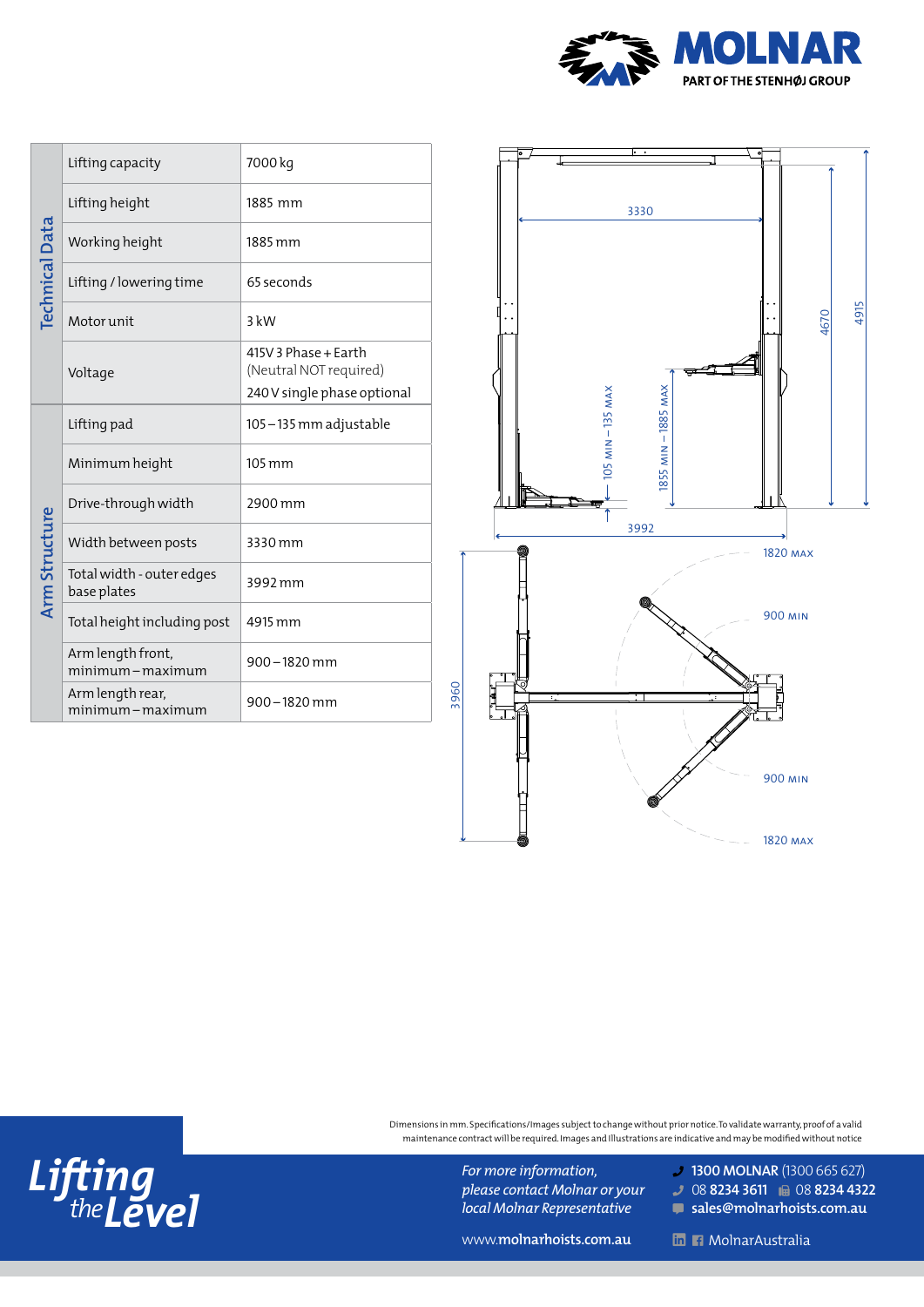| | | |
|---|---|---|
| Technical Data | Lifting capacity | 7000 kg |
| | Lifting height | 1885 mm |
| | Working height | 1885 mm |
| | Lifting / lowering time | 65 seconds |
| | Motor unit | 3 kW |
| | Voltage | 415V 3 Phase + Earth (Neutral NOT required) 240 V single phase optional |
| Arm Structure | Lifting pad | 105 – 135 mm adjustable |
| | Minimum height | 105 mm |
| | Drive-through width | 2900 mm |
| | Width between posts | 3330 mm |
| | Total width - outer edges base plates | 3992 mm |
| | Total height including post | 4915 mm |
| | Arm length front, minimum – maximum | 900 – 1820 mm |
| | Arm length rear, minimum – maximum | 900 – 1820 mm |

3330

4670

4915

105 MIN – 135 MAX

1855 MIN – 1885 MAX

3992

3960

1820 MAX

900 MIN

900 MIN

1820 MAX

Dimensions in mm. Specifications/Images subject to change without prior notice. To validate warranty, proof of a valid maintenance contract will be required. Images and illustrations are indicative and may be modified without notice

*Lifting the Level*

*For more information, please contact Molnar or your local Molnar Representative*

www.**molnarhoists.com.au**

**1300 MOLNAR** (1300 665 627)

08 **8234 3611** 08 **8234 4322**

**sales@molnarhoists.com.au**

MolnarAustralia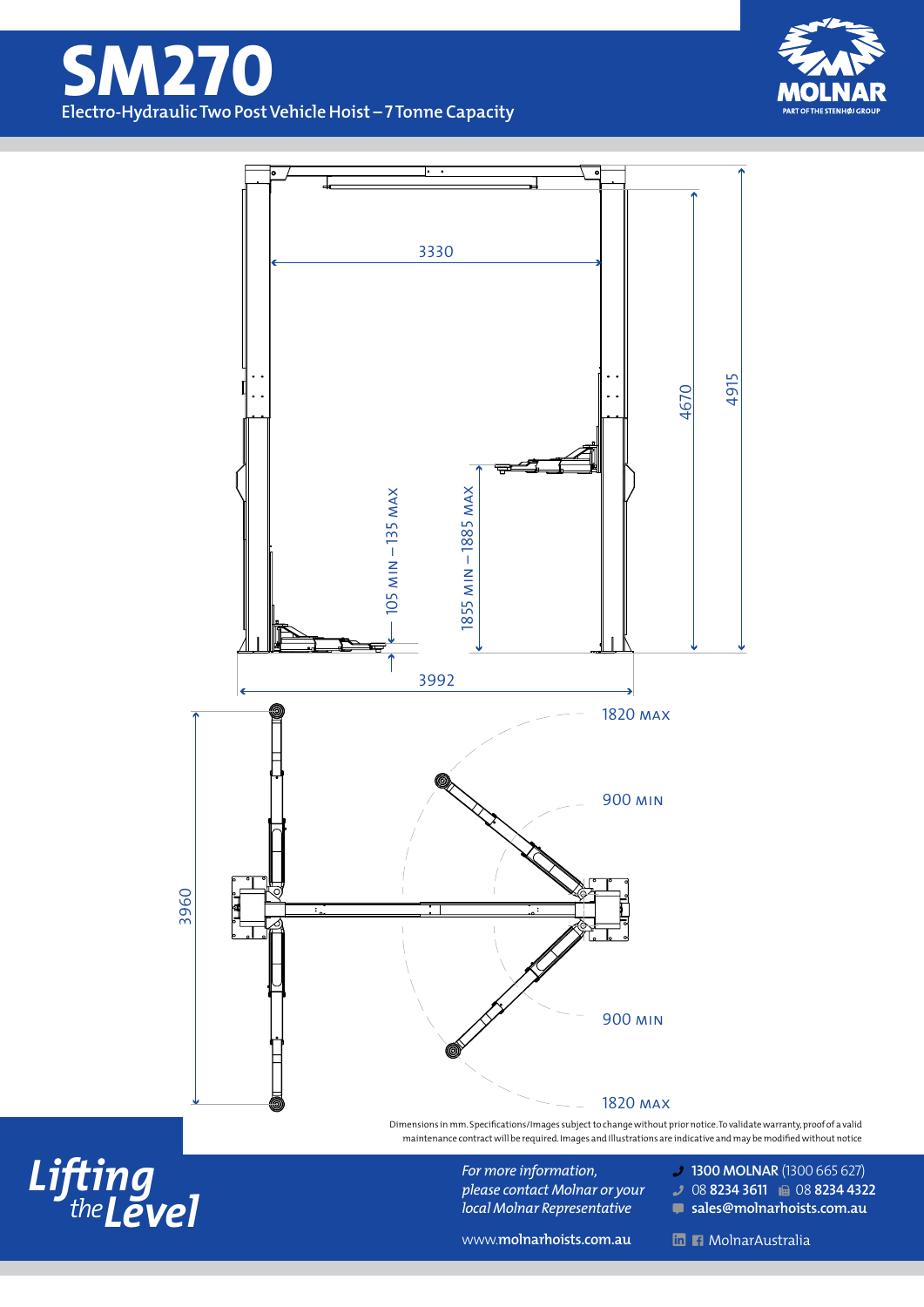# SM270

Electro-Hydraulic Two Post Vehicle Hoist – 7 Tonne Capacity

MOLNAR
PART OF THE STENHØJ GROUP

3330

4670

4915

105 MIN – 135 MAX

1855 MIN – 1885 MAX

3992

1820 MAX

900 MIN

3960

900 MIN

1820 MAX

Dimensions in mm. Specifications/Images subject to change without prior notice. To validate warranty, proof of a valid maintenance contract will be required. Images and Illustrations are indicative and may be modified without notice

*Lifting the Level*

*For more information, please contact Molnar or your local Molnar Representative*

www.**molnarhoists.com.au**

**1300 MOLNAR** (1300 665 627)

08 **8234 3611** 08 **8234 4322**

**sales@molnarhoists.com.au**

MolnarAustralia